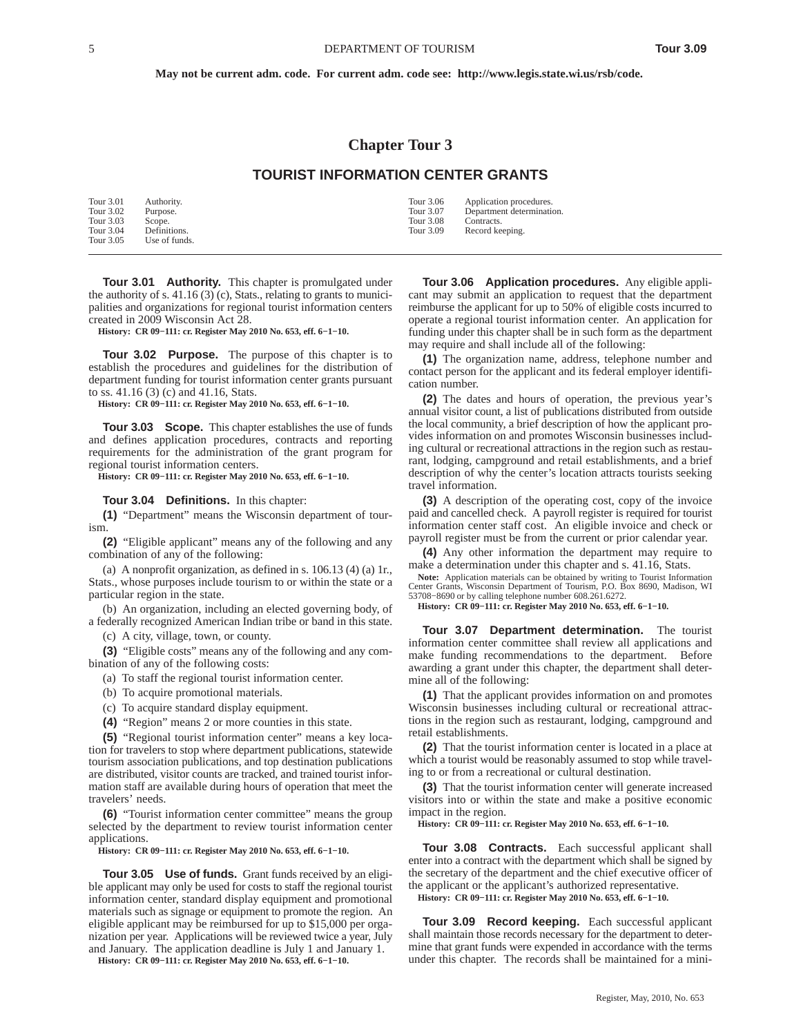**May not be current adm. code. For current adm. code see: http://www.legis.state.wi.us/rsb/code.**

# Chapter Tour 3

## TOURIST INFORMATION CENTER GRANTS

| | | | |
|---|---|---|---|
| Tour 3.01 | Authority. | Tour 3.06 | Application procedures. |
| Tour 3.02 | Purpose. | Tour 3.07 | Department determination. |
| Tour 3.03 | Scope. | Tour 3.08 | Contracts. |
| Tour 3.04 | Definitions. | Tour 3.09 | Record keeping. |
| Tour 3.05 | Use of funds. | | |

**Tour 3.01 Authority.** This chapter is promulgated under the authority of s. 41.16 (3) (c), Stats., relating to grants to municipalities and organizations for regional tourist information centers created in 2009 Wisconsin Act 28.

**History:** **CR 09−111: cr. Register May 2010 No. 653, eff. 6−1−10.**

**Tour 3.02 Purpose.** The purpose of this chapter is to establish the procedures and guidelines for the distribution of department funding for tourist information center grants pursuant to ss. 41.16 (3) (c) and 41.16, Stats.

**History:** **CR 09−111: cr. Register May 2010 No. 653, eff. 6−1−10.**

**Tour 3.03 Scope.** This chapter establishes the use of funds and defines application procedures, contracts and reporting requirements for the administration of the grant program for regional tourist information centers.

**History:** **CR 09−111: cr. Register May 2010 No. 653, eff. 6−1−10.**

**Tour 3.04 Definitions.** In this chapter:

**(1)** "Department" means the Wisconsin department of tourism.

**(2)** "Eligible applicant" means any of the following and any combination of any of the following:

(a) A nonprofit organization, as defined in s. 106.13 (4) (a) 1r., Stats., whose purposes include tourism to or within the state or a particular region in the state.

(b) An organization, including an elected governing body, of a federally recognized American Indian tribe or band in this state.

(c) A city, village, town, or county.

**(3)** "Eligible costs" means any of the following and any combination of any of the following costs:

(a) To staff the regional tourist information center.

(b) To acquire promotional materials.

(c) To acquire standard display equipment.

**(4)** "Region" means 2 or more counties in this state.

**(5)** "Regional tourist information center" means a key location for travelers to stop where department publications, statewide tourism association publications, and top destination publications are distributed, visitor counts are tracked, and trained tourist information staff are available during hours of operation that meet the travelers' needs.

**(6)** "Tourist information center committee" means the group selected by the department to review tourist information center applications.

**History:** **CR 09−111: cr. Register May 2010 No. 653, eff. 6−1−10.**

**Tour 3.05 Use of funds.** Grant funds received by an eligible applicant may only be used for costs to staff the regional tourist information center, standard display equipment and promotional materials such as signage or equipment to promote the region. An eligible applicant may be reimbursed for up to $15,000 per organization per year. Applications will be reviewed twice a year, July and January. The application deadline is July 1 and January 1.

**History:** **CR 09−111: cr. Register May 2010 No. 653, eff. 6−1−10.**

**Tour 3.06 Application procedures.** Any eligible applicant may submit an application to request that the department reimburse the applicant for up to 50% of eligible costs incurred to operate a regional tourist information center. An application for funding under this chapter shall be in such form as the department may require and shall include all of the following:

**(1)** The organization name, address, telephone number and contact person for the applicant and its federal employer identification number.

**(2)** The dates and hours of operation, the previous year's annual visitor count, a list of publications distributed from outside the local community, a brief description of how the applicant provides information on and promotes Wisconsin businesses including cultural or recreational attractions in the region such as restaurant, lodging, campground and retail establishments, and a brief description of why the center's location attracts tourists seeking travel information.

**(3)** A description of the operating cost, copy of the invoice paid and cancelled check. A payroll register is required for tourist information center staff cost. An eligible invoice and check or payroll register must be from the current or prior calendar year.

**(4)** Any other information the department may require to make a determination under this chapter and s. 41.16, Stats.

**Note:** Application materials can be obtained by writing to Tourist Information Center Grants, Wisconsin Department of Tourism, P.O. Box 8690, Madison, WI 53708−8690 or by calling telephone number 608.261.6272.

**History:** **CR 09−111: cr. Register May 2010 No. 653, eff. 6−1−10.**

**Tour 3.07 Department determination.** The tourist information center committee shall review all applications and make funding recommendations to the department. Before awarding a grant under this chapter, the department shall determine all of the following:

**(1)** That the applicant provides information on and promotes Wisconsin businesses including cultural or recreational attractions in the region such as restaurant, lodging, campground and retail establishments.

**(2)** That the tourist information center is located in a place at which a tourist would be reasonably assumed to stop while traveling to or from a recreational or cultural destination.

**(3)** That the tourist information center will generate increased visitors into or within the state and make a positive economic impact in the region.

**History:** **CR 09−111: cr. Register May 2010 No. 653, eff. 6−1−10.**

**Tour 3.08 Contracts.** Each successful applicant shall enter into a contract with the department which shall be signed by the secretary of the department and the chief executive officer of the applicant or the applicant's authorized representative.

**History:** **CR 09−111: cr. Register May 2010 No. 653, eff. 6−1−10.**

**Tour 3.09 Record keeping.** Each successful applicant shall maintain those records necessary for the department to determine that grant funds were expended in accordance with the terms under this chapter. The records shall be maintained for a mini-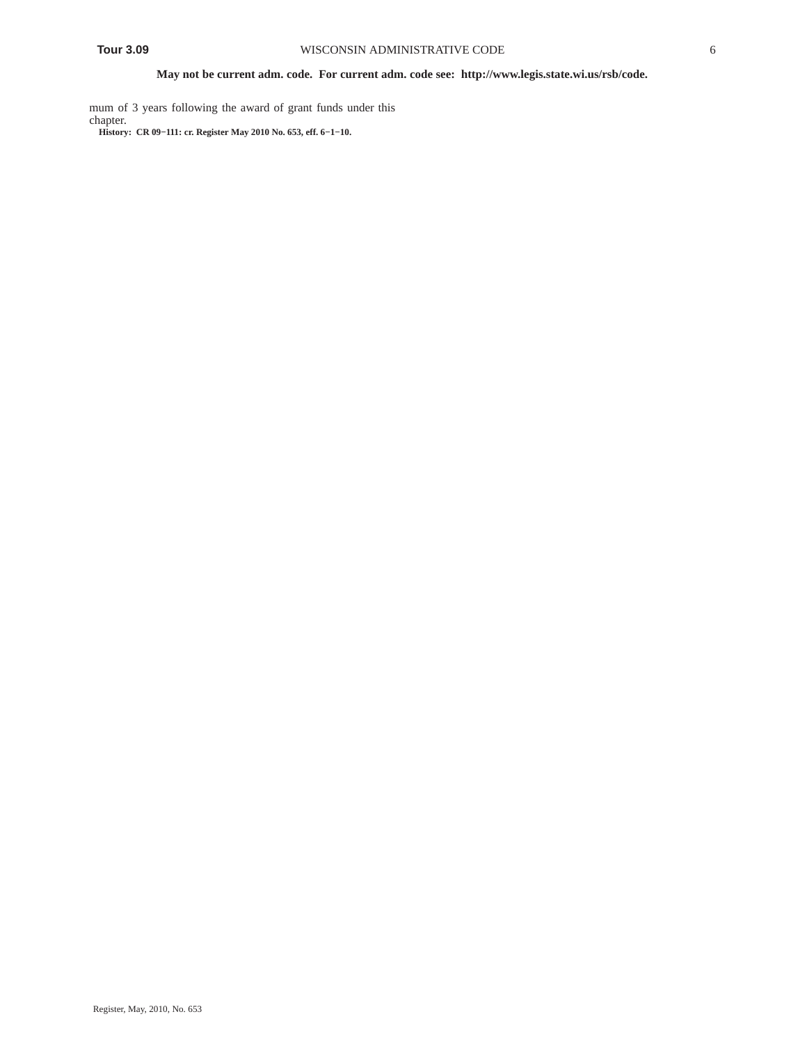mum of 3 years following the award of grant funds under this chapter.

**History:** CR 09−111: cr. Register May 2010 No. 653, eff. 6−1−10.